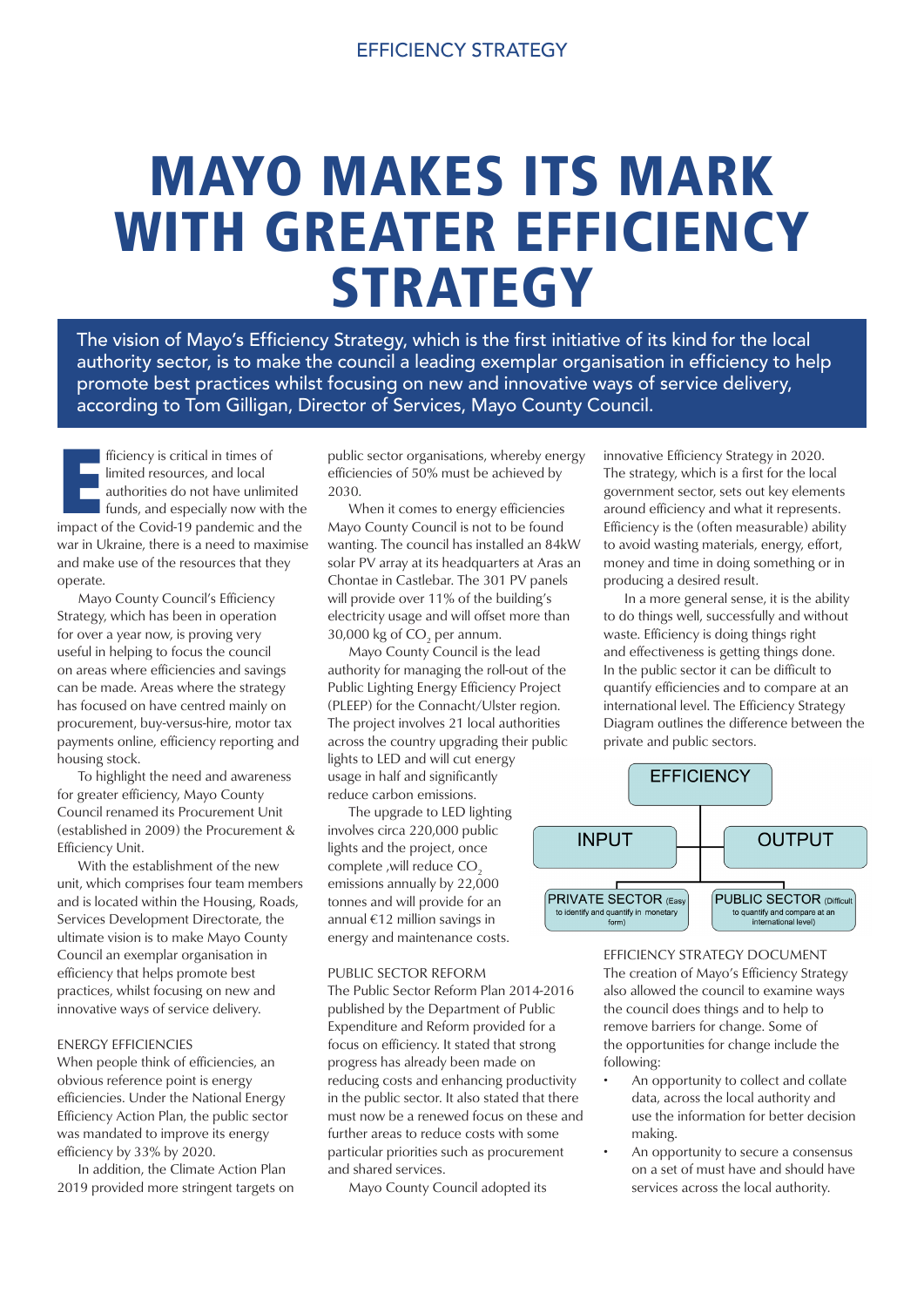# MAYO MAKES ITS MARK WITH GREATER EFFICIENCY STRATEGY

**The vision of Mayo's Efficiency Strategy, which is the first initiative of its kind for the local authority sector, is to make the council a leading exemplar organisation in efficiency to help promote best practices whilst focusing on new and innovative ways of service delivery, according to Tom Gilligan, Director of Services, Mayo County Council.**

Efficiency is critical in times of limited resources, and local authorities do not have unlimited funds, and especially now with the impact of the Covid-19 pandemic and the war in Ukraine, there is a need to maximise and make use of the resources that they operate.

Mayo County Council's Efficiency Strategy, which has been in operation for over a year now, is proving very useful in helping to focus the council on areas where efficiencies and savings can be made. Areas where the strategy has focused on have centred mainly on procurement, buy-versus-hire, motor tax payments online, efficiency reporting and housing stock.

To highlight the need and awareness for greater efficiency, Mayo County Council renamed its Procurement Unit (established in 2009) the Procurement & Efficiency Unit.

With the establishment of the new unit, which comprises four team members and is located within the Housing, Roads, Services Development Directorate, the ultimate vision is to make Mayo County Council an exemplar organisation in efficiency that helps promote best practices, whilst focusing on new and innovative ways of service delivery.

## ENERGY EFFICIENCIES

When people think of efficiencies, an obvious reference point is energy efficiencies. Under the National Energy Efficiency Action Plan, the public sector was mandated to improve its energy efficiency by 33% by 2020.

In addition, the Climate Action Plan 2019 provided more stringent targets on public sector organisations, whereby energy efficiencies of 50% must be achieved by 2030.

When it comes to energy efficiencies Mayo County Council is not to be found wanting. The council has installed an 84kW solar PV array at its headquarters at Aras an Chontae in Castlebar. The 301 PV panels will provide over 11% of the building's electricity usage and will offset more than 30,000 kg of $CO_2$ per annum.

Mayo County Council is the lead authority for managing the roll-out of the Public Lighting Energy Efficiency Project (PLEEP) for the Connacht/Ulster region. The project involves 21 local authorities across the country upgrading their public lights to LED and will cut energy usage in half and significantly reduce carbon emissions.

The upgrade to LED lighting involves circa 220,000 public lights and the project, once complete ,will reduce $CO_2$ emissions annually by 22,000 tonnes and will provide for an annual €12 million savings in energy and maintenance costs.

## PUBLIC SECTOR REFORM

The Public Sector Reform Plan 2014-2016 published by the Department of Public Expenditure and Reform provided for a focus on efficiency. It stated that strong progress has already been made on reducing costs and enhancing productivity in the public sector. It also stated that there must now be a renewed focus on these and further areas to reduce costs with some particular priorities such as procurement and shared services.

Mayo County Council adopted its innovative Efficiency Strategy in 2020. The strategy, which is a first for the local government sector, sets out key elements around efficiency and what it represents. Efficiency is the (often measurable) ability to avoid wasting materials, energy, effort, money and time in doing something or in producing a desired result.

In a more general sense, it is the ability to do things well, successfully and without waste. Efficiency is doing things right and effectiveness is getting things done. In the public sector it can be difficult to quantify efficiencies and to compare at an international level. The Efficiency Strategy Diagram outlines the difference between the private and public sectors.

EFFICIENCY

INPUT | OUTPUT

PRIVATE SECTOR (Easy to identify and quantify in monetary form) | PUBLIC SECTOR (Difficult to quantify and compare at an international level)

## EFFICIENCY STRATEGY DOCUMENT

The creation of Mayo's Efficiency Strategy also allowed the council to examine ways the council does things and to help to remove barriers for change. Some of the opportunities for change include the following:

- An opportunity to collect and collate data, across the local authority and use the information for better decision making.
- An opportunity to secure a consensus on a set of must have and should have services across the local authority.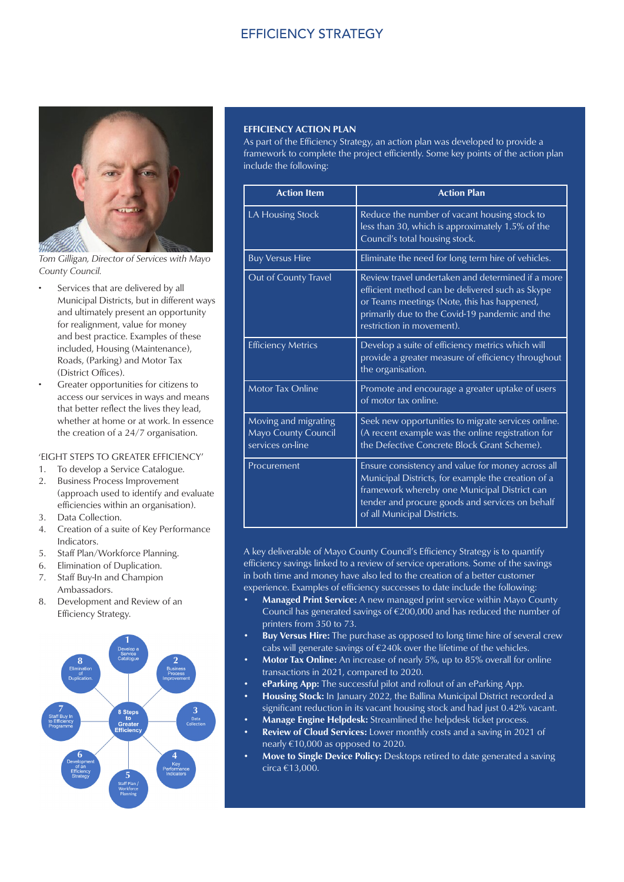# EFFICIENCY STRATEGY

*Tom Gilligan, Director of Services with Mayo County Council.*

- Services that are delivered by all Municipal Districts, but in different ways and ultimately present an opportunity for realignment, value for money and best practice. Examples of these included, Housing (Maintenance), Roads, (Parking) and Motor Tax (District Offices).
- Greater opportunities for citizens to access our services in ways and means that better reflect the lives they lead, whether at home or at work. In essence the creation of a 24/7 organisation.

'EIGHT STEPS TO GREATER EFFICIENCY'

1. To develop a Service Catalogue.
2. Business Process Improvement (approach used to identify and evaluate efficiencies within an organisation).
3. Data Collection.
4. Creation of a suite of Key Performance Indicators.
5. Staff Plan/Workforce Planning.
6. Elimination of Duplication.
7. Staff Buy-In and Champion Ambassadors.
8. Development and Review of an Efficiency Strategy.

8 Steps to Greater Efficiency
1 Develop a Service Catalogue
2 Business Process Improvement
3 Data Collection
4 Key Performance Indicators
5 Staff Plan / Workforce Planning
6 Development of an Efficiency Strategy
7 Staff Buy In to Efficiency Programme
8 Elimination of Duplication.

**EFFICIENCY ACTION PLAN**

As part of the Efficiency Strategy, an action plan was developed to provide a framework to complete the project efficiently. Some key points of the action plan include the following:

| Action Item | Action Plan |
|---|---|
| LA Housing Stock | Reduce the number of vacant housing stock to less than 30, which is approximately 1.5% of the Council's total housing stock. |
| Buy Versus Hire | Eliminate the need for long term hire of vehicles. |
| Out of County Travel | Review travel undertaken and determined if a more efficient method can be delivered such as Skype or Teams meetings (Note, this has happened, primarily due to the Covid-19 pandemic and the restriction in movement). |
| Efficiency Metrics | Develop a suite of efficiency metrics which will provide a greater measure of efficiency throughout the organisation. |
| Motor Tax Online | Promote and encourage a greater uptake of users of motor tax online. |
| Moving and migrating Mayo County Council services on-line | Seek new opportunities to migrate services online. (A recent example was the online registration for the Defective Concrete Block Grant Scheme). |
| Procurement | Ensure consistency and value for money across all Municipal Districts, for example the creation of a framework whereby one Municipal District can tender and procure goods and services on behalf of all Municipal Districts. |

A key deliverable of Mayo County Council's Efficiency Strategy is to quantify efficiency savings linked to a review of service operations. Some of the savings in both time and money have also led to the creation of a better customer experience. Examples of efficiency successes to date include the following:

- **Managed Print Service:** A new managed print service within Mayo County Council has generated savings of €200,000 and has reduced the number of printers from 350 to 73.
- **Buy Versus Hire:** The purchase as opposed to long time hire of several crew cabs will generate savings of €240k over the lifetime of the vehicles.
- **Motor Tax Online:** An increase of nearly 5%, up to 85% overall for online transactions in 2021, compared to 2020.
- **eParking App:** The successful pilot and rollout of an eParking App.
- **Housing Stock:** In January 2022, the Ballina Municipal District recorded a significant reduction in its vacant housing stock and had just 0.42% vacant.
- **Manage Engine Helpdesk:** Streamlined the helpdesk ticket process.
- **Review of Cloud Services:** Lower monthly costs and a saving in 2021 of nearly €10,000 as opposed to 2020.
- **Move to Single Device Policy:** Desktops retired to date generated a saving circa €13,000.